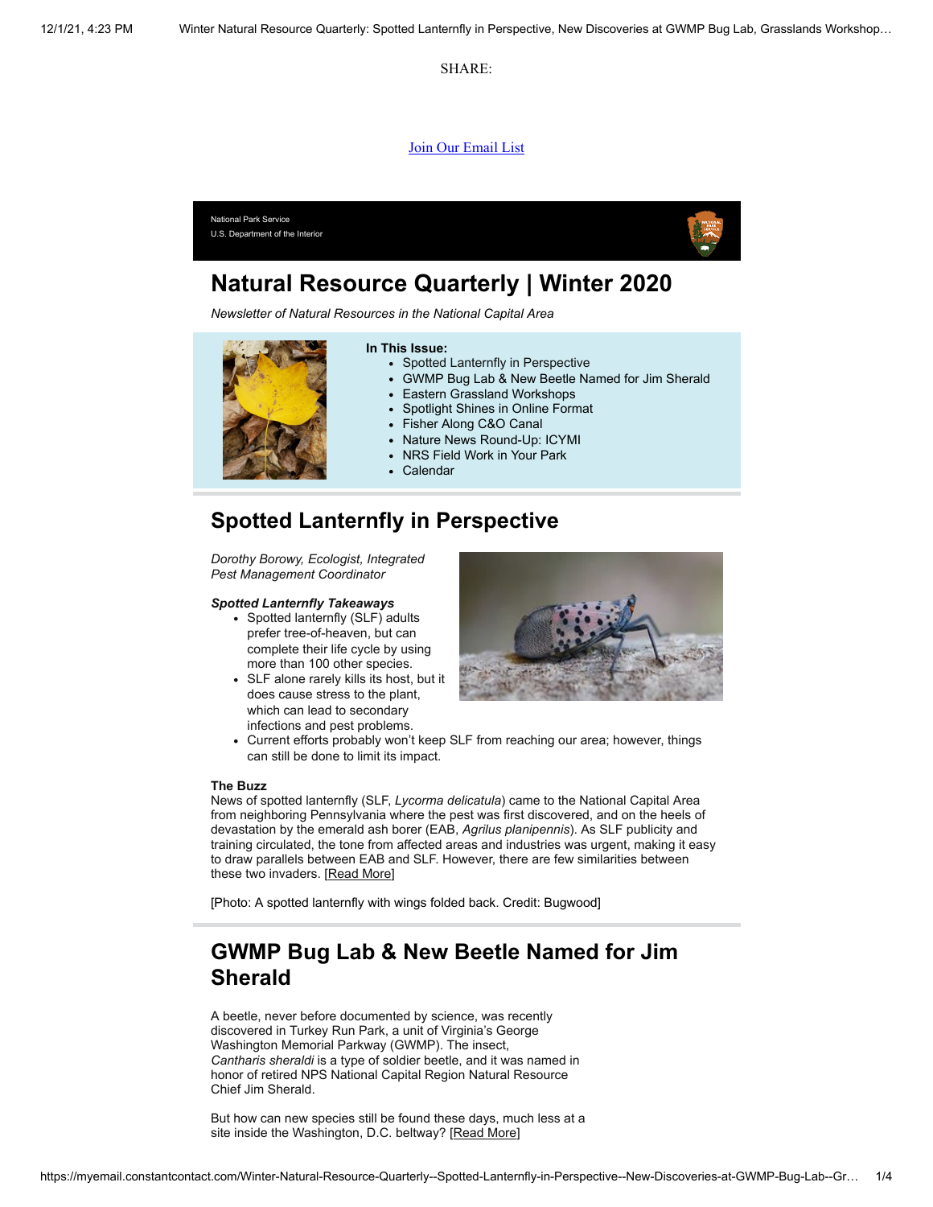SHARE:

Join Our Email List

National Park Service
U.S. Department of the Interior

# Natural Resource Quarterly | Winter 2020

*Newsletter of Natural Resources in the National Capital Area*

**In This Issue:**

- Spotted Lanternfly in Perspective
- GWMP Bug Lab & New Beetle Named for Jim Sherald
- Eastern Grassland Workshops
- Spotlight Shines in Online Format
- Fisher Along C&O Canal
- Nature News Round-Up: ICYMI
- NRS Field Work in Your Park
- Calendar

## Spotted Lanternfly in Perspective

*Dorothy Borowy, Ecologist, Integrated Pest Management Coordinator*

***Spotted Lanternfly Takeaways***

- Spotted lanternfly (SLF) adults prefer tree-of-heaven, but can complete their life cycle by using more than 100 other species.
- SLF alone rarely kills its host, but it does cause stress to the plant, which can lead to secondary infections and pest problems.
- Current efforts probably won't keep SLF from reaching our area; however, things can still be done to limit its impact.

**The Buzz**

News of spotted lanternfly (SLF, *Lycorma delicatula*) came to the National Capital Area from neighboring Pennsylvania where the pest was first discovered, and on the heels of devastation by the emerald ash borer (EAB, *Agrilus planipennis*). As SLF publicity and training circulated, the tone from affected areas and industries was urgent, making it easy to draw parallels between EAB and SLF. However, there are few similarities between these two invaders. [Read More]

[Photo: A spotted lanternfly with wings folded back. Credit: Bugwood]

## GWMP Bug Lab & New Beetle Named for Jim Sherald

A beetle, never before documented by science, was recently discovered in Turkey Run Park, a unit of Virginia's George Washington Memorial Parkway (GWMP). The insect, *Cantharis sheraldi* is a type of soldier beetle, and it was named in honor of retired NPS National Capital Region Natural Resource Chief Jim Sherald.

But how can new species still be found these days, much less at a site inside the Washington, D.C. beltway? [Read More]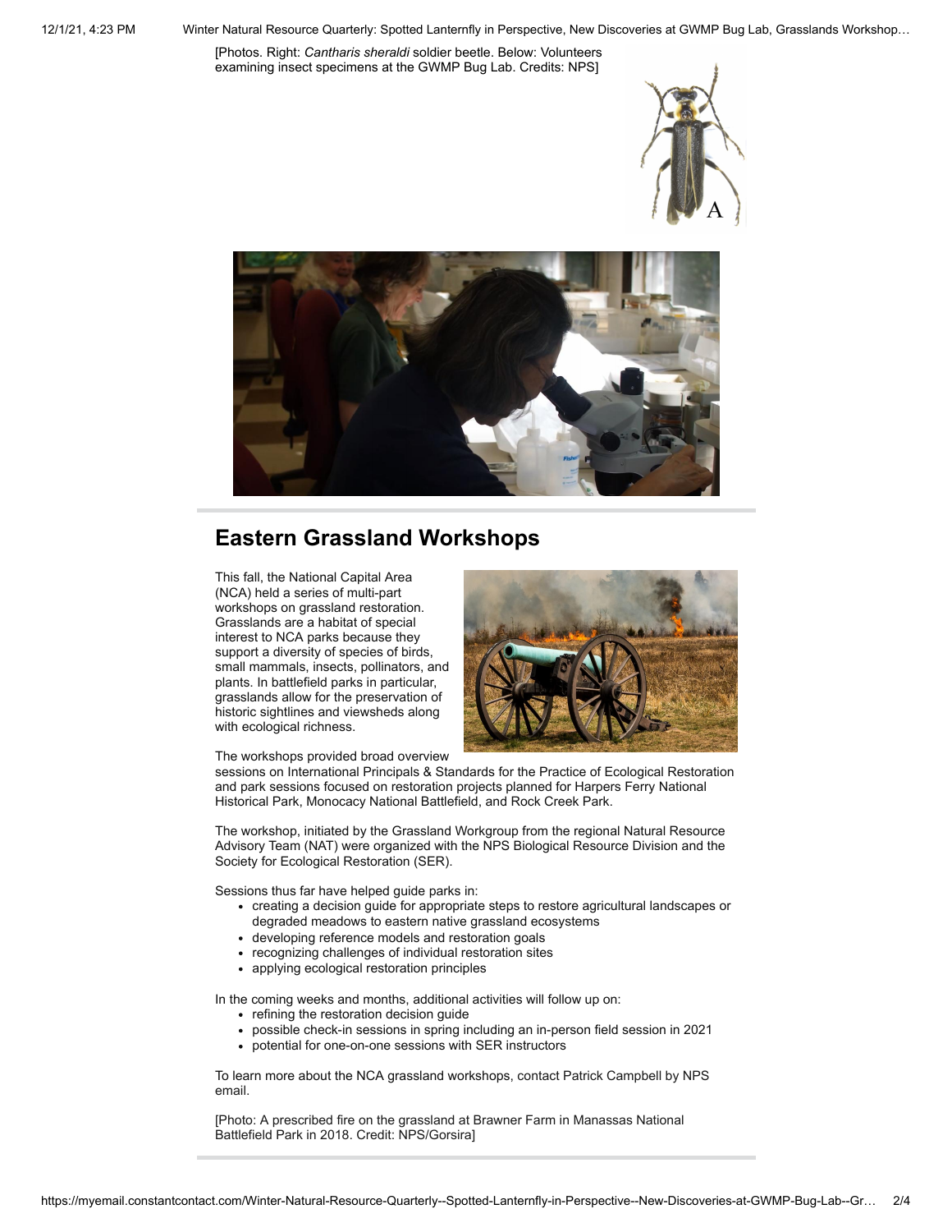[Photos. Right: *Cantharis sheraldi* soldier beetle. Below: Volunteers examining insect specimens at the GWMP Bug Lab. Credits: NPS]

## Eastern Grassland Workshops

This fall, the National Capital Area (NCA) held a series of multi-part workshops on grassland restoration. Grasslands are a habitat of special interest to NCA parks because they support a diversity of species of birds, small mammals, insects, pollinators, and plants. In battlefield parks in particular, grasslands allow for the preservation of historic sightlines and viewsheds along with ecological richness.

The workshops provided broad overview sessions on International Principals & Standards for the Practice of Ecological Restoration and park sessions focused on restoration projects planned for Harpers Ferry National Historical Park, Monocacy National Battlefield, and Rock Creek Park.

The workshop, initiated by the Grassland Workgroup from the regional Natural Resource Advisory Team (NAT) were organized with the NPS Biological Resource Division and the Society for Ecological Restoration (SER).

Sessions thus far have helped guide parks in:

- creating a decision guide for appropriate steps to restore agricultural landscapes or degraded meadows to eastern native grassland ecosystems
- developing reference models and restoration goals
- recognizing challenges of individual restoration sites
- applying ecological restoration principles

In the coming weeks and months, additional activities will follow up on:

- refining the restoration decision guide
- possible check-in sessions in spring including an in-person field session in 2021
- potential for one-on-one sessions with SER instructors

To learn more about the NCA grassland workshops, contact Patrick Campbell by NPS email.

[Photo: A prescribed fire on the grassland at Brawner Farm in Manassas National Battlefield Park in 2018. Credit: NPS/Gorsira]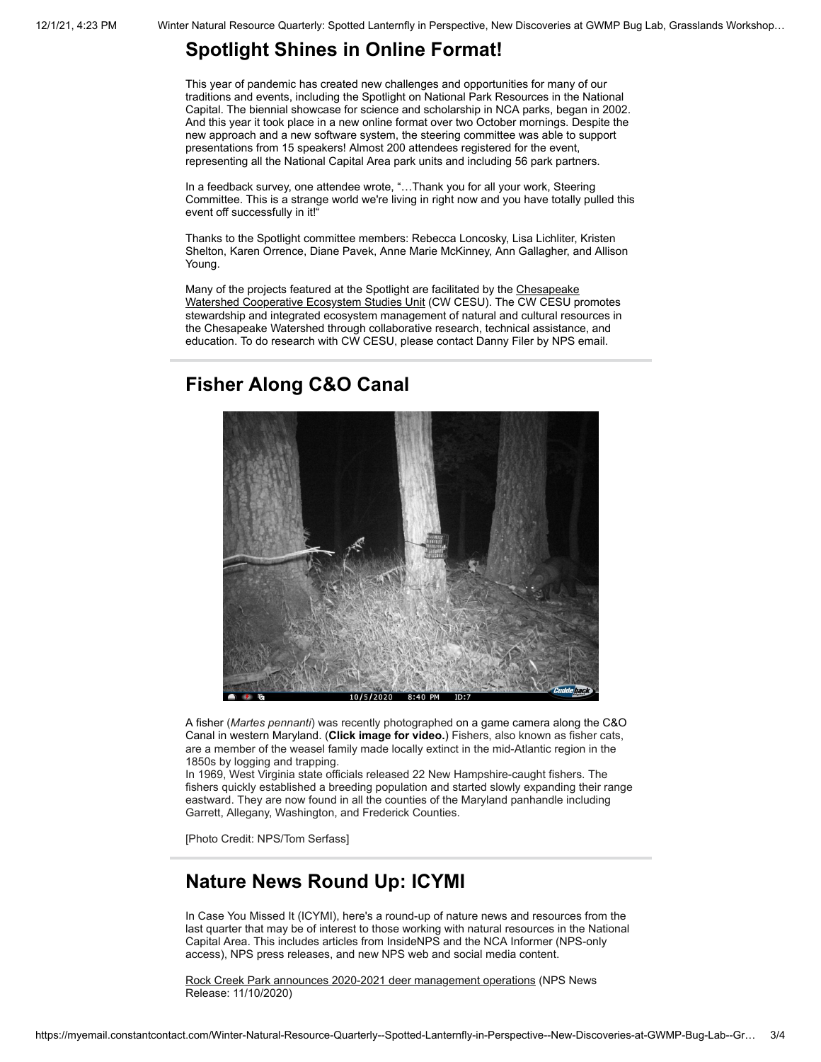## Spotlight Shines in Online Format!

This year of pandemic has created new challenges and opportunities for many of our traditions and events, including the Spotlight on National Park Resources in the National Capital. The biennial showcase for science and scholarship in NCA parks, began in 2002. And this year it took place in a new online format over two October mornings. Despite the new approach and a new software system, the steering committee was able to support presentations from 15 speakers! Almost 200 attendees registered for the event, representing all the National Capital Area park units and including 56 park partners.

In a feedback survey, one attendee wrote, "…Thank you for all your work, Steering Committee. This is a strange world we're living in right now and you have totally pulled this event off successfully in it!"

Thanks to the Spotlight committee members: Rebecca Loncosky, Lisa Lichliter, Kristen Shelton, Karen Orrence, Diane Pavek, Anne Marie McKinney, Ann Gallagher, and Allison Young.

Many of the projects featured at the Spotlight are facilitated by the Chesapeake Watershed Cooperative Ecosystem Studies Unit (CW CESU). The CW CESU promotes stewardship and integrated ecosystem management of natural and cultural resources in the Chesapeake Watershed through collaborative research, technical assistance, and education. To do research with CW CESU, please contact Danny Filer by NPS email.

## Fisher Along C&O Canal

A fisher (*Martes pennanti*) was recently photographed on a game camera along the C&O Canal in western Maryland. (**Click image for video.**) Fishers, also known as fisher cats, are a member of the weasel family made locally extinct in the mid-Atlantic region in the 1850s by logging and trapping.
In 1969, West Virginia state officials released 22 New Hampshire-caught fishers. The fishers quickly established a breeding population and started slowly expanding their range eastward. They are now found in all the counties of the Maryland panhandle including Garrett, Allegany, Washington, and Frederick Counties.

[Photo Credit: NPS/Tom Serfass]

## Nature News Round Up: ICYMI

In Case You Missed It (ICYMI), here's a round-up of nature news and resources from the last quarter that may be of interest to those working with natural resources in the National Capital Area. This includes articles from InsideNPS and the NCA Informer (NPS-only access), NPS press releases, and new NPS web and social media content.

Rock Creek Park announces 2020-2021 deer management operations (NPS News Release: 11/10/2020)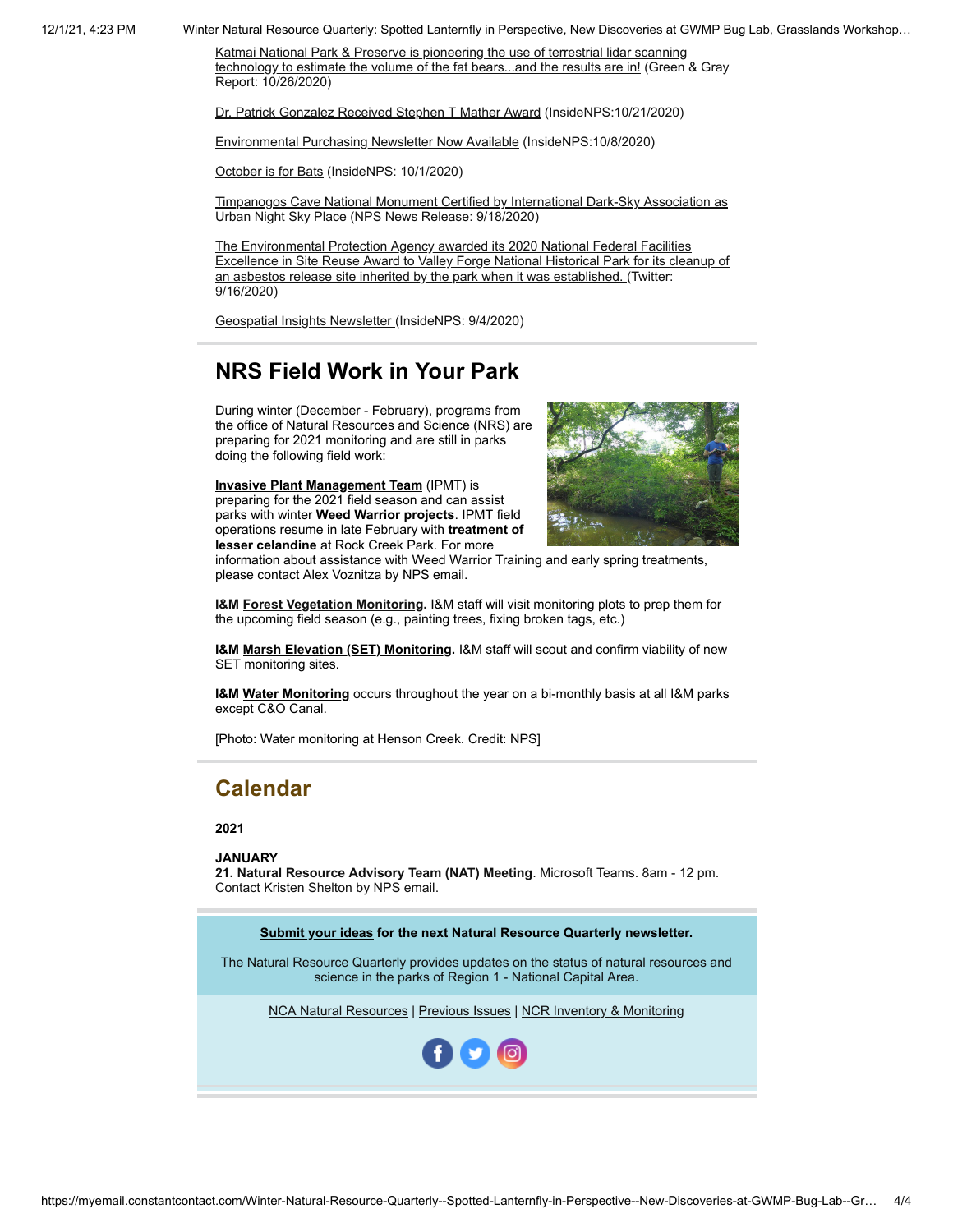Katmai National Park & Preserve is pioneering the use of terrestrial lidar scanning technology to estimate the volume of the fat bears...and the results are in! (Green & Gray Report: 10/26/2020)

Dr. Patrick Gonzalez Received Stephen T Mather Award (InsideNPS:10/21/2020)

Environmental Purchasing Newsletter Now Available (InsideNPS:10/8/2020)

October is for Bats (InsideNPS: 10/1/2020)

Timpanogos Cave National Monument Certified by International Dark-Sky Association as Urban Night Sky Place (NPS News Release: 9/18/2020)

The Environmental Protection Agency awarded its 2020 National Federal Facilities Excellence in Site Reuse Award to Valley Forge National Historical Park for its cleanup of an asbestos release site inherited by the park when it was established. (Twitter: 9/16/2020)

Geospatial Insights Newsletter (InsideNPS: 9/4/2020)

## NRS Field Work in Your Park

During winter (December - February), programs from the office of Natural Resources and Science (NRS) are preparing for 2021 monitoring and are still in parks doing the following field work:

**Invasive Plant Management Team** (IPMT) is preparing for the 2021 field season and can assist parks with winter **Weed Warrior projects**. IPMT field operations resume in late February with **treatment of lesser celandine** at Rock Creek Park. For more information about assistance with Weed Warrior Training and early spring treatments, please contact Alex Voznitza by NPS email.

**I&M Forest Vegetation Monitoring.** I&M staff will visit monitoring plots to prep them for the upcoming field season (e.g., painting trees, fixing broken tags, etc.)

**I&M Marsh Elevation (SET) Monitoring.** I&M staff will scout and confirm viability of new SET monitoring sites.

**I&M Water Monitoring** occurs throughout the year on a bi-monthly basis at all I&M parks except C&O Canal.

[Photo: Water monitoring at Henson Creek. Credit: NPS]

## Calendar

**2021**

**JANUARY**
**21. Natural Resource Advisory Team (NAT) Meeting**. Microsoft Teams. 8am - 12 pm. Contact Kristen Shelton by NPS email.

**Submit your ideas for the next Natural Resource Quarterly newsletter.**

The Natural Resource Quarterly provides updates on the status of natural resources and science in the parks of Region 1 - National Capital Area.

NCA Natural Resources | Previous Issues | NCR Inventory & Monitoring